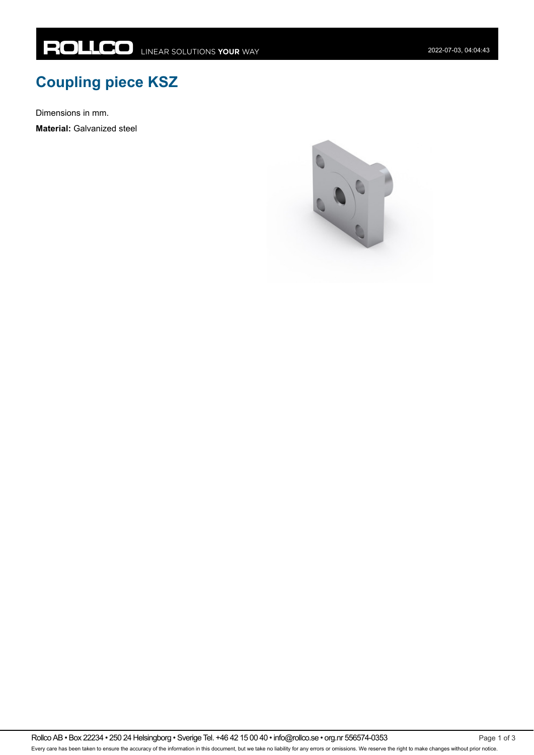# Coupling piece KSZ

Dimensions in mm.

**Material:** Galvanized steel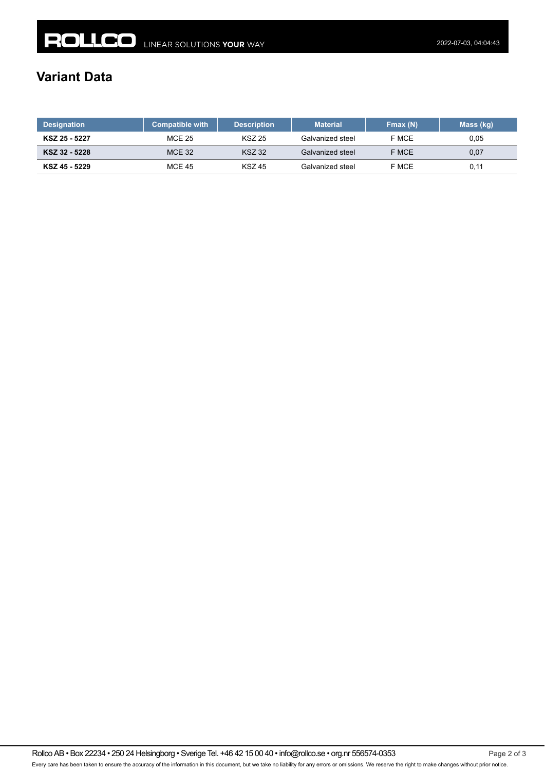## Variant Data

| Designation | Compatible with | Description | Material | Fmax (N) | Mass (kg) |
|---|---|---|---|---|---|
| **KSZ 25 - 5227** | MCE 25 | KSZ 25 | Galvanized steel | F MCE | 0,05 |
| **KSZ 32 - 5228** | MCE 32 | KSZ 32 | Galvanized steel | F MCE | 0,07 |
| **KSZ 45 - 5229** | MCE 45 | KSZ 45 | Galvanized steel | F MCE | 0,11 |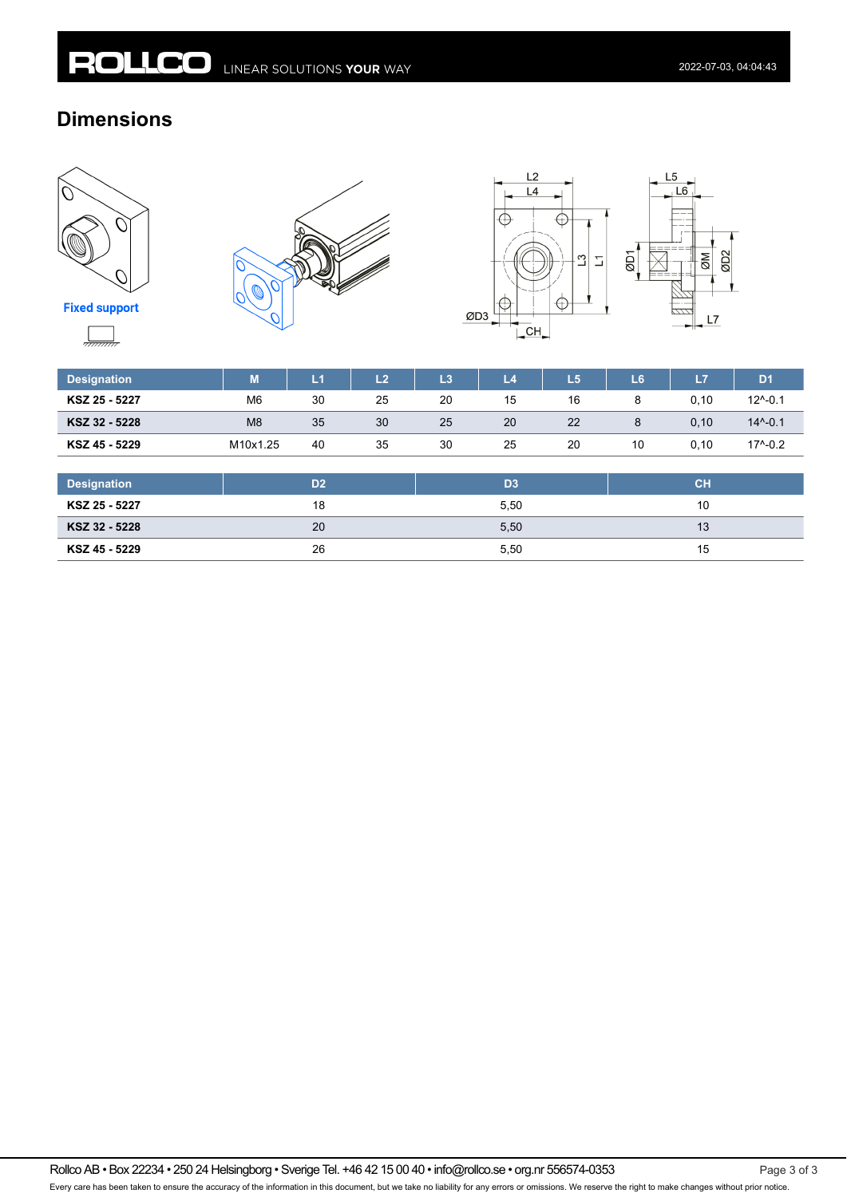## Dimensions

Fixed support

| Designation | M | L1 | L2 | L3 | L4 | L5 | L6 | L7 | D1 |
|---|---|---|---|---|---|---|---|---|---|
| **KSZ 25 - 5227** | M6 | 30 | 25 | 20 | 15 | 16 | 8 | 0,10 | 12^-0.1 |
| **KSZ 32 - 5228** | M8 | 35 | 30 | 25 | 20 | 22 | 8 | 0,10 | 14^-0.1 |
| **KSZ 45 - 5229** | M10x1.25 | 40 | 35 | 30 | 25 | 20 | 10 | 0,10 | 17^-0.2 |

| Designation | D2 | D3 | CH |
|---|---|---|---|
| **KSZ 25 - 5227** | 18 | 5,50 | 10 |
| **KSZ 32 - 5228** | 20 | 5,50 | 13 |
| **KSZ 45 - 5229** | 26 | 5,50 | 15 |

Rollco AB • Box 22234 • 250 24 Helsingborg • Sverige Tel. +46 42 15 00 40 • info@rollco.se • org.nr 556574-0353

Every care has been taken to ensure the accuracy of the information in this document, but we take no liability for any errors or omissions. We reserve the right to make changes without prior notice.